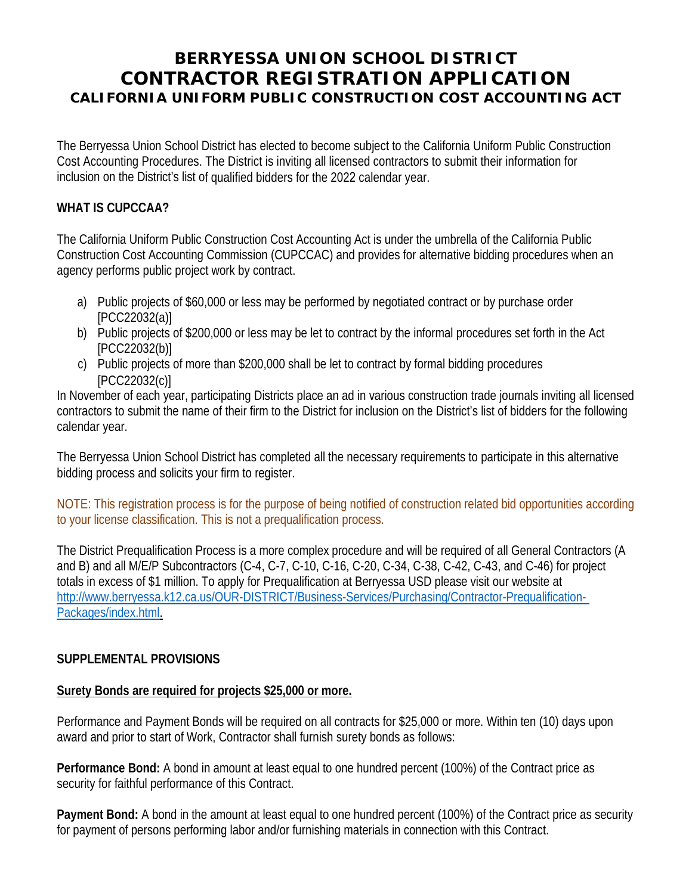# BERRYESSA UNION SCHOOL DISTRICT
# CONTRACTOR REGISTRATION APPLICATION
## CALIFORNIA UNIFORM PUBLIC CONSTRUCTION COST ACCOUNTING ACT

The Berryessa Union School District has elected to become subject to the California Uniform Public Construction Cost Accounting Procedures. The District is inviting all licensed contractors to submit their information for inclusion on the District's list of qualified bidders for the 2022 calendar year.

**WHAT IS CUPCCAA?**

The California Uniform Public Construction Cost Accounting Act is under the umbrella of the California Public Construction Cost Accounting Commission (CUPCCAC) and provides for alternative bidding procedures when an agency performs public project work by contract.

a) Public projects of $60,000 or less may be performed by negotiated contract or by purchase order [PCC22032(a)]
b) Public projects of $200,000 or less may be let to contract by the informal procedures set forth in the Act [PCC22032(b)]
c) Public projects of more than $200,000 shall be let to contract by formal bidding procedures [PCC22032(c)]

In November of each year, participating Districts place an ad in various construction trade journals inviting all licensed contractors to submit the name of their firm to the District for inclusion on the District's list of bidders for the following calendar year.

The Berryessa Union School District has completed all the necessary requirements to participate in this alternative bidding process and solicits your firm to register.

NOTE: This registration process is for the purpose of being notified of construction related bid opportunities according to your license classification. This is not a prequalification process.

The District Prequalification Process is a more complex procedure and will be required of all General Contractors (A and B) and all M/E/P Subcontractors (C-4, C-7, C-10, C-16, C-20, C-34, C-38, C-42, C-43, and C-46) for project totals in excess of $1 million. To apply for Prequalification at Berryessa USD please visit our website at http://www.berryessa.k12.ca.us/OUR-DISTRICT/Business-Services/Purchasing/Contractor-Prequalification-Packages/index.html.

**SUPPLEMENTAL PROVISIONS**

**Surety Bonds are required for projects $25,000 or more.**

Performance and Payment Bonds will be required on all contracts for $25,000 or more. Within ten (10) days upon award and prior to start of Work, Contractor shall furnish surety bonds as follows:

**Performance Bond:** A bond in amount at least equal to one hundred percent (100%) of the Contract price as security for faithful performance of this Contract.

**Payment Bond:** A bond in the amount at least equal to one hundred percent (100%) of the Contract price as security for payment of persons performing labor and/or furnishing materials in connection with this Contract.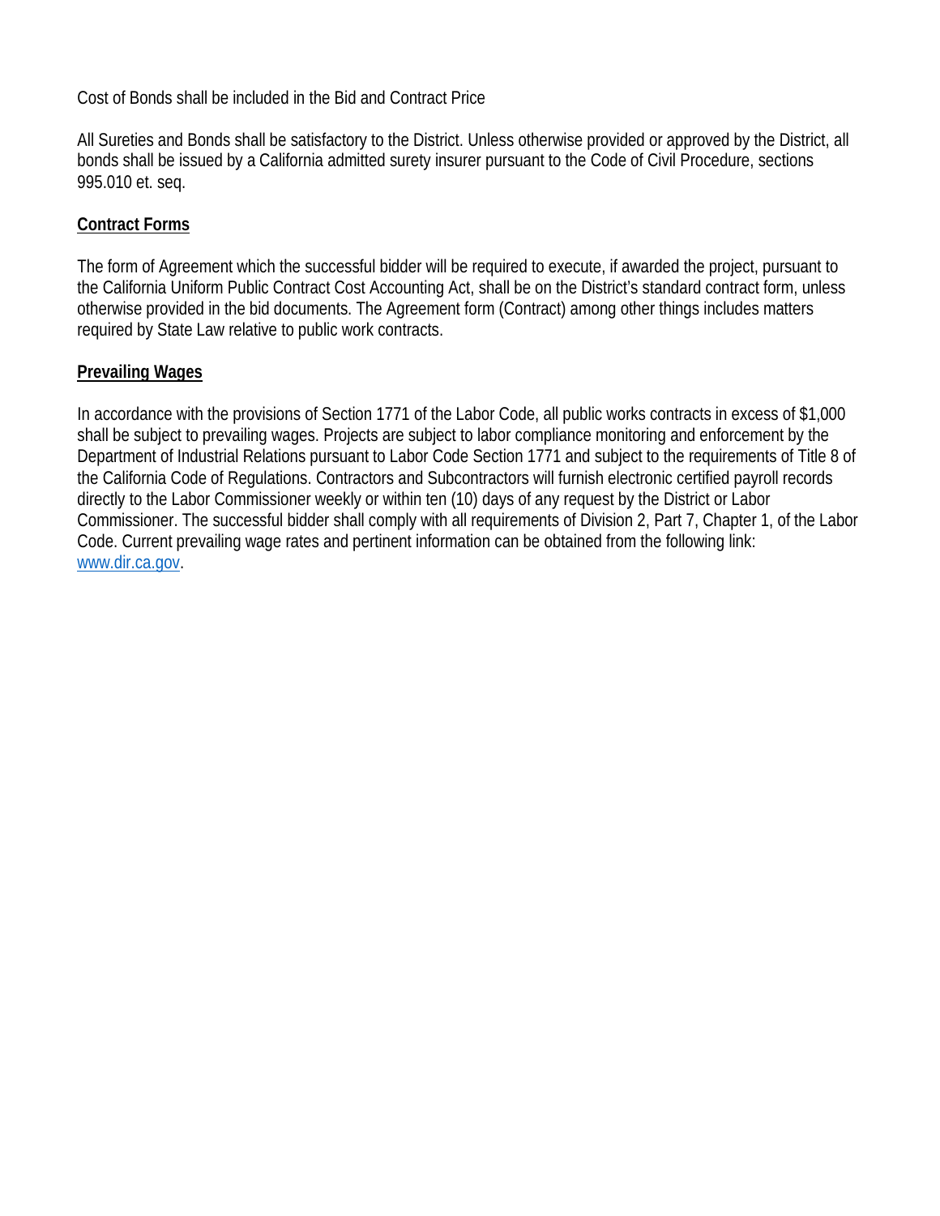Cost of Bonds shall be included in the Bid and Contract Price

All Sureties and Bonds shall be satisfactory to the District. Unless otherwise provided or approved by the District, all bonds shall be issued by a California admitted surety insurer pursuant to the Code of Civil Procedure, sections 995.010 et. seq.

## Contract Forms

The form of Agreement which the successful bidder will be required to execute, if awarded the project, pursuant to the California Uniform Public Contract Cost Accounting Act, shall be on the District's standard contract form, unless otherwise provided in the bid documents. The Agreement form (Contract) among other things includes matters required by State Law relative to public work contracts.

## Prevailing Wages

In accordance with the provisions of Section 1771 of the Labor Code, all public works contracts in excess of $1,000 shall be subject to prevailing wages. Projects are subject to labor compliance monitoring and enforcement by the Department of Industrial Relations pursuant to Labor Code Section 1771 and subject to the requirements of Title 8 of the California Code of Regulations. Contractors and Subcontractors will furnish electronic certified payroll records directly to the Labor Commissioner weekly or within ten (10) days of any request by the District or Labor Commissioner. The successful bidder shall comply with all requirements of Division 2, Part 7, Chapter 1, of the Labor Code. Current prevailing wage rates and pertinent information can be obtained from the following link: www.dir.ca.gov.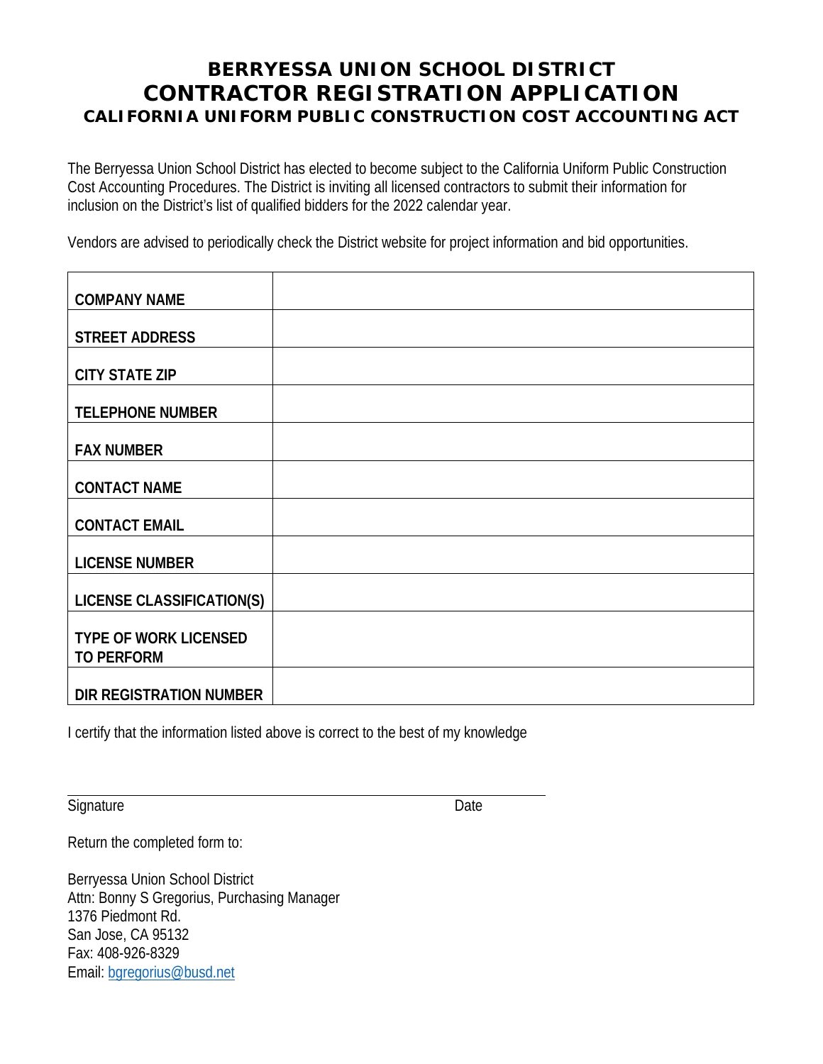# BERRYESSA UNION SCHOOL DISTRICT
# CONTRACTOR REGISTRATION APPLICATION
## CALIFORNIA UNIFORM PUBLIC CONSTRUCTION COST ACCOUNTING ACT

The Berryessa Union School District has elected to become subject to the California Uniform Public Construction Cost Accounting Procedures. The District is inviting all licensed contractors to submit their information for inclusion on the District's list of qualified bidders for the 2022 calendar year.

Vendors are advised to periodically check the District website for project information and bid opportunities.

| | |
|---|---|
| **COMPANY NAME** | |
| **STREET ADDRESS** | |
| **CITY STATE ZIP** | |
| **TELEPHONE NUMBER** | |
| **FAX NUMBER** | |
| **CONTACT NAME** | |
| **CONTACT EMAIL** | |
| **LICENSE NUMBER** | |
| **LICENSE CLASSIFICATION(S)** | |
| **TYPE OF WORK LICENSED TO PERFORM** | |
| **DIR REGISTRATION NUMBER** | |

I certify that the information listed above is correct to the best of my knowledge

_______________________________________________

Signature                                                            Date

Return the completed form to:

Berryessa Union School District
Attn: Bonny S Gregorius, Purchasing Manager
1376 Piedmont Rd.
San Jose, CA 95132
Fax: 408-926-8329
Email: bgregorius@busd.net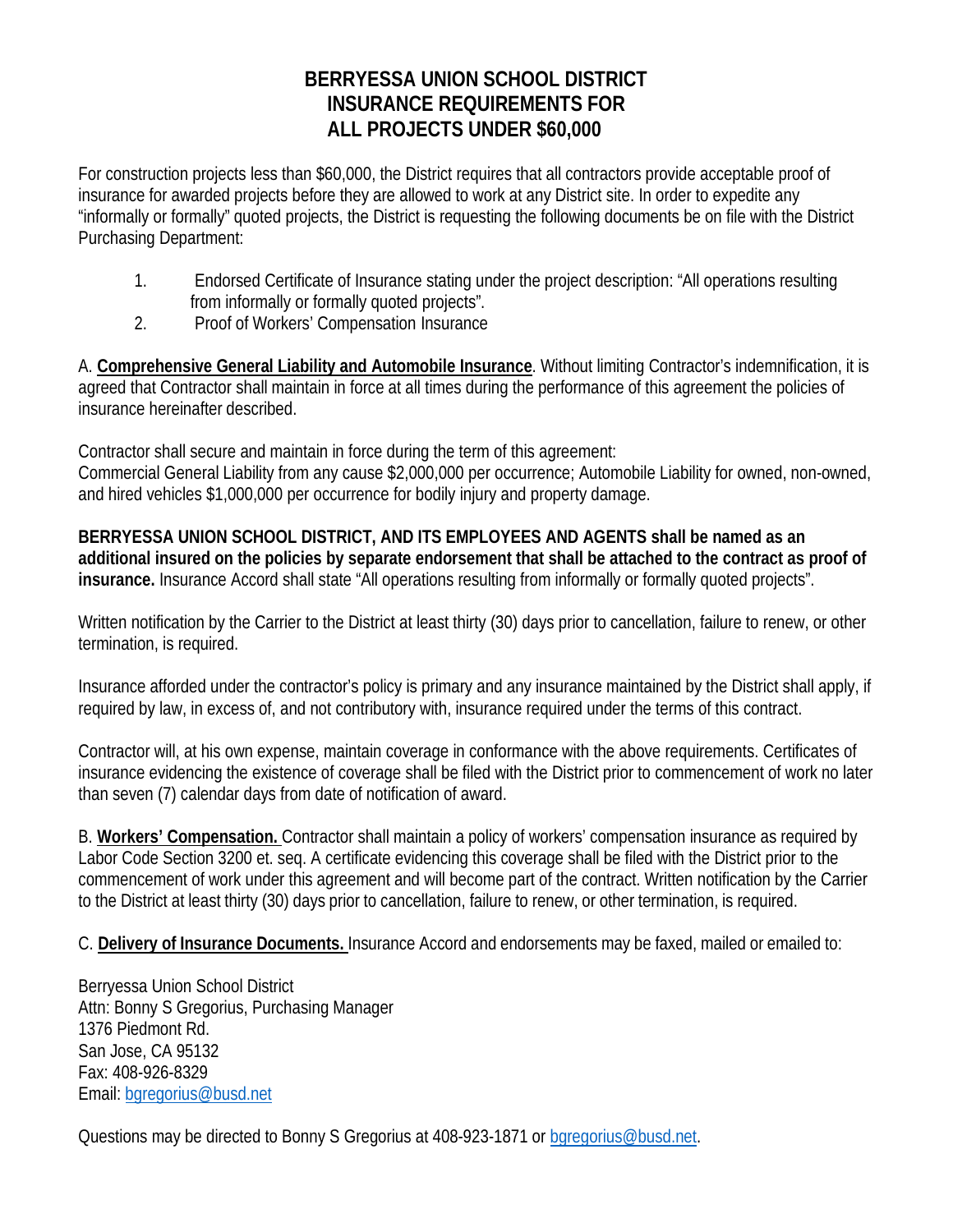# BERRYESSA UNION SCHOOL DISTRICT
# INSURANCE REQUIREMENTS FOR
# ALL PROJECTS UNDER $60,000

For construction projects less than $60,000, the District requires that all contractors provide acceptable proof of insurance for awarded projects before they are allowed to work at any District site. In order to expedite any "informally or formally" quoted projects, the District is requesting the following documents be on file with the District Purchasing Department:

1. Endorsed Certificate of Insurance stating under the project description: "All operations resulting from informally or formally quoted projects".
2. Proof of Workers' Compensation Insurance

A. **Comprehensive General Liability and Automobile Insurance**. Without limiting Contractor's indemnification, it is agreed that Contractor shall maintain in force at all times during the performance of this agreement the policies of insurance hereinafter described.

Contractor shall secure and maintain in force during the term of this agreement:
Commercial General Liability from any cause $2,000,000 per occurrence; Automobile Liability for owned, non-owned, and hired vehicles $1,000,000 per occurrence for bodily injury and property damage.

**BERRYESSA UNION SCHOOL DISTRICT, AND ITS EMPLOYEES AND AGENTS shall be named as an additional insured on the policies by separate endorsement that shall be attached to the contract as proof of insurance.** Insurance Accord shall state "All operations resulting from informally or formally quoted projects".

Written notification by the Carrier to the District at least thirty (30) days prior to cancellation, failure to renew, or other termination, is required.

Insurance afforded under the contractor's policy is primary and any insurance maintained by the District shall apply, if required by law, in excess of, and not contributory with, insurance required under the terms of this contract.

Contractor will, at his own expense, maintain coverage in conformance with the above requirements. Certificates of insurance evidencing the existence of coverage shall be filed with the District prior to commencement of work no later than seven (7) calendar days from date of notification of award.

B. **Workers' Compensation.** Contractor shall maintain a policy of workers' compensation insurance as required by Labor Code Section 3200 et. seq. A certificate evidencing this coverage shall be filed with the District prior to the commencement of work under this agreement and will become part of the contract. Written notification by the Carrier to the District at least thirty (30) days prior to cancellation, failure to renew, or other termination, is required.

C. **Delivery of Insurance Documents.** Insurance Accord and endorsements may be faxed, mailed or emailed to:

Berryessa Union School District
Attn: Bonny S Gregorius, Purchasing Manager
1376 Piedmont Rd.
San Jose, CA 95132
Fax: 408-926-8329
Email: bgregorius@busd.net

Questions may be directed to Bonny S Gregorius at 408-923-1871 or bgregorius@busd.net.